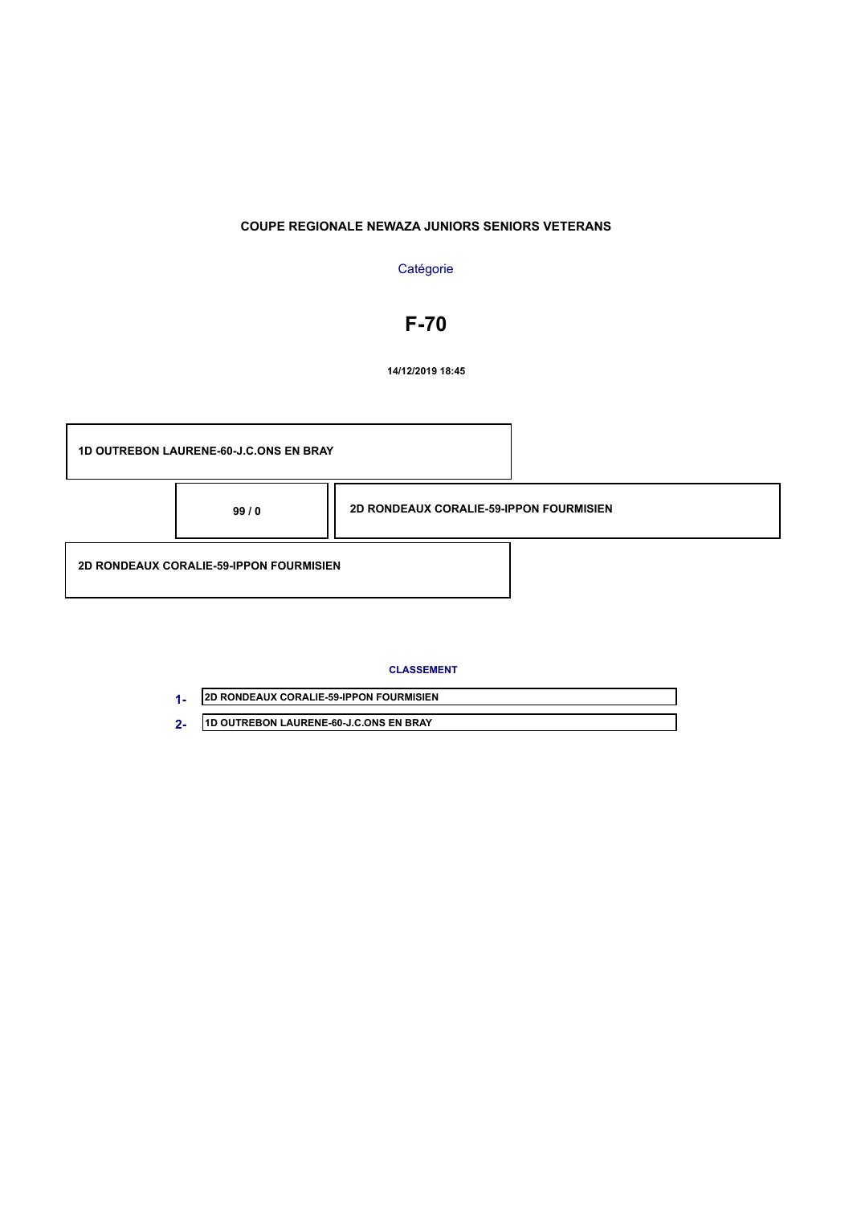**COUPE REGIONALE NEWAZA JUNIORS SENIORS VETERANS**

Catégorie

# F-70

**14/12/2019 18:45**

| | | |
|---|---|---|
| **1D OUTREBON LAURENE-60-J.C.ONS EN BRAY** | | |
| | **99 / 0** | **2D RONDEAUX CORALIE-59-IPPON FOURMISIEN** |
| **2D RONDEAUX CORALIE-59-IPPON FOURMISIEN** | | |

**CLASSEMENT**

| | |
|---|---|
| **1-** | **2D RONDEAUX CORALIE-59-IPPON FOURMISIEN** |
| **2-** | **1D OUTREBON LAURENE-60-J.C.ONS EN BRAY** |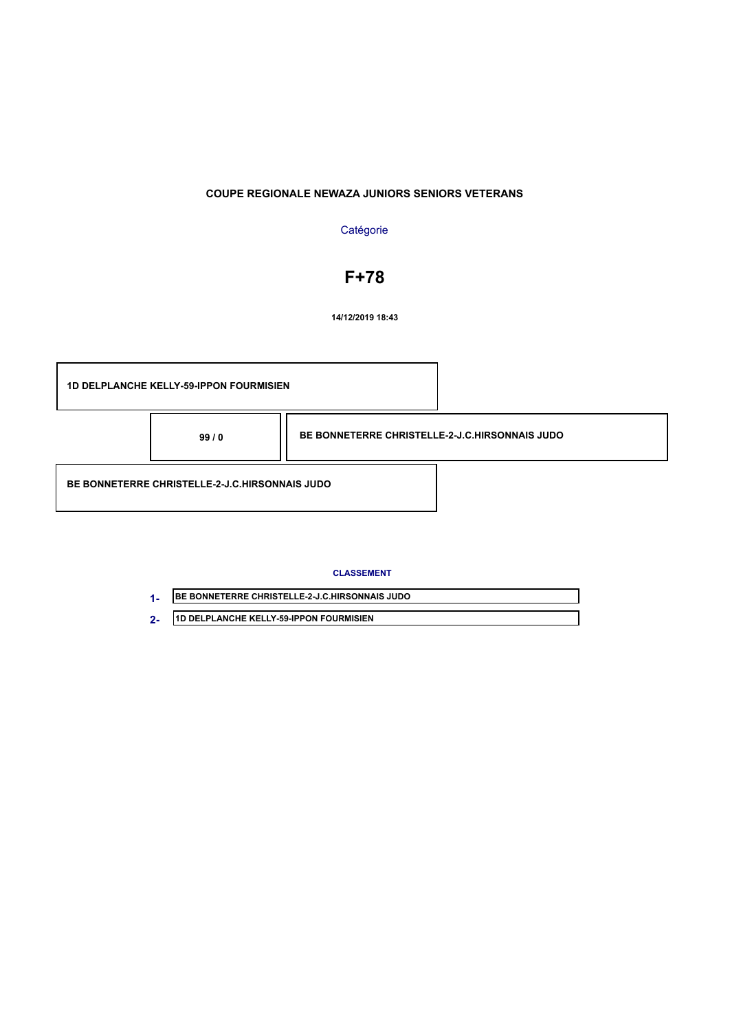**COUPE REGIONALE NEWAZA JUNIORS SENIORS VETERANS**

Catégorie

# F+78

**14/12/2019 18:43**

| | | |
|---|---|---|
| **1D DELPLANCHE KELLY-59-IPPON FOURMISIEN** | | |
| | **99 / 0** | **BE BONNETERRE CHRISTELLE-2-J.C.HIRSONNAIS JUDO** |
| **BE BONNETERRE CHRISTELLE-2-J.C.HIRSONNAIS JUDO** | | |

**CLASSEMENT**

| | |
|---|---|
| **1-** | **BE BONNETERRE CHRISTELLE-2-J.C.HIRSONNAIS JUDO** |
| **2-** | **1D DELPLANCHE KELLY-59-IPPON FOURMISIEN** |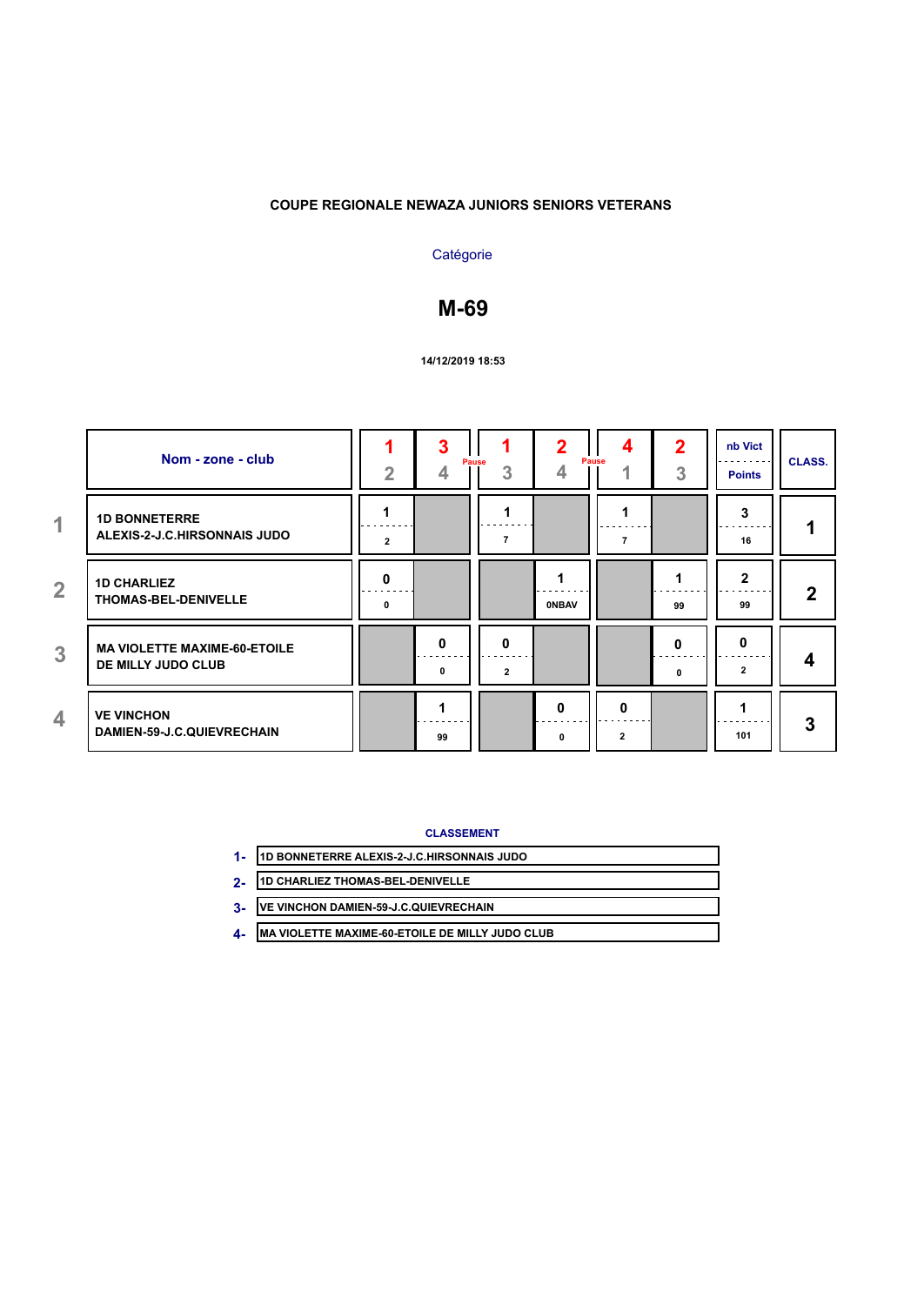**COUPE REGIONALE NEWAZA JUNIORS SENIORS VETERANS**

Catégorie

# M-69

**14/12/2019 18:53**

| | Nom - zone - club | 1 / 2 | 3 / 4 | 1 / 3 | 2 / 4 | 4 / 1 | 2 / 3 | nb Vict / Points | CLASS. |
|---|---|---|---|---|---|---|---|---|---|
| | | | Pause | | Pause | | | | |
| 1 | 1D BONNETERRE ALEXIS-2-J.C.HIRSONNAIS JUDO | 1 / 2 | | 1 / 7 | | 1 / 7 | | 3 / 16 | 1 |
| 2 | 1D CHARLIEZ THOMAS-BEL-DENIVELLE | 0 / 0 | | | 1 / 0NBAV | | 1 / 99 | 2 / 99 | 2 |
| 3 | MA VIOLETTE MAXIME-60-ETOILE DE MILLY JUDO CLUB | | 0 / 0 | 0 / 2 | | | 0 / 0 | 0 / 2 | 4 |
| 4 | VE VINCHON DAMIEN-59-J.C.QUIEVRECHAIN | | 1 / 99 | | 0 / 0 | 0 / 2 | | 1 / 101 | 3 |

**CLASSEMENT**

1- 1D BONNETERRE ALEXIS-2-J.C.HIRSONNAIS JUDO

2- 1D CHARLIEZ THOMAS-BEL-DENIVELLE

3- VE VINCHON DAMIEN-59-J.C.QUIEVRECHAIN

4- MA VIOLETTE MAXIME-60-ETOILE DE MILLY JUDO CLUB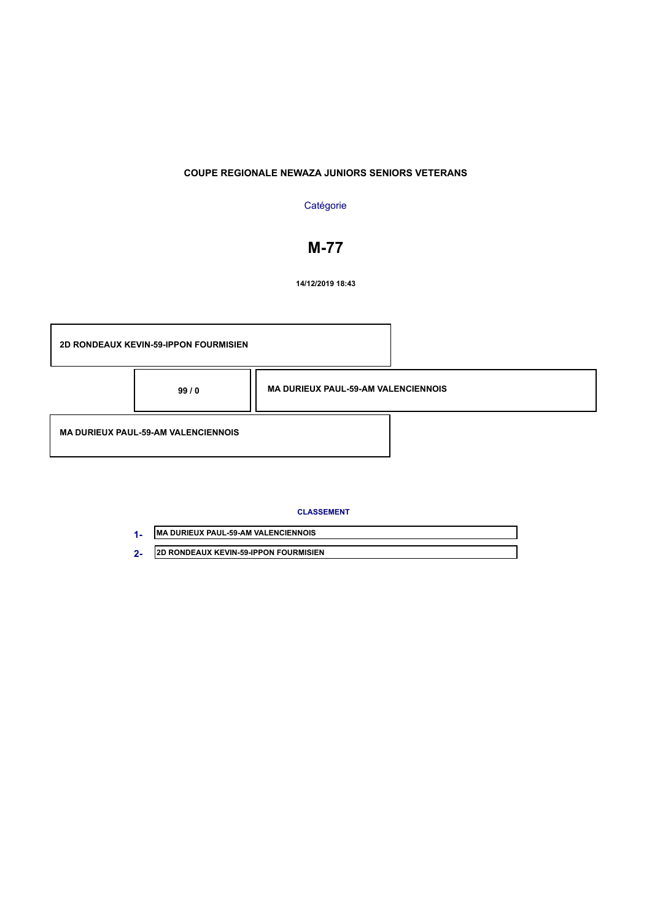**COUPE REGIONALE NEWAZA JUNIORS SENIORS VETERANS**

Catégorie

# M-77

**14/12/2019 18:43**

**2D RONDEAUX KEVIN-59-IPPON FOURMISIEN**

**99 / 0**

**MA DURIEUX PAUL-59-AM VALENCIENNOIS**

**MA DURIEUX PAUL-59-AM VALENCIENNOIS**

**CLASSEMENT**

**1-** MA DURIEUX PAUL-59-AM VALENCIENNOIS

**2-** 2D RONDEAUX KEVIN-59-IPPON FOURMISIEN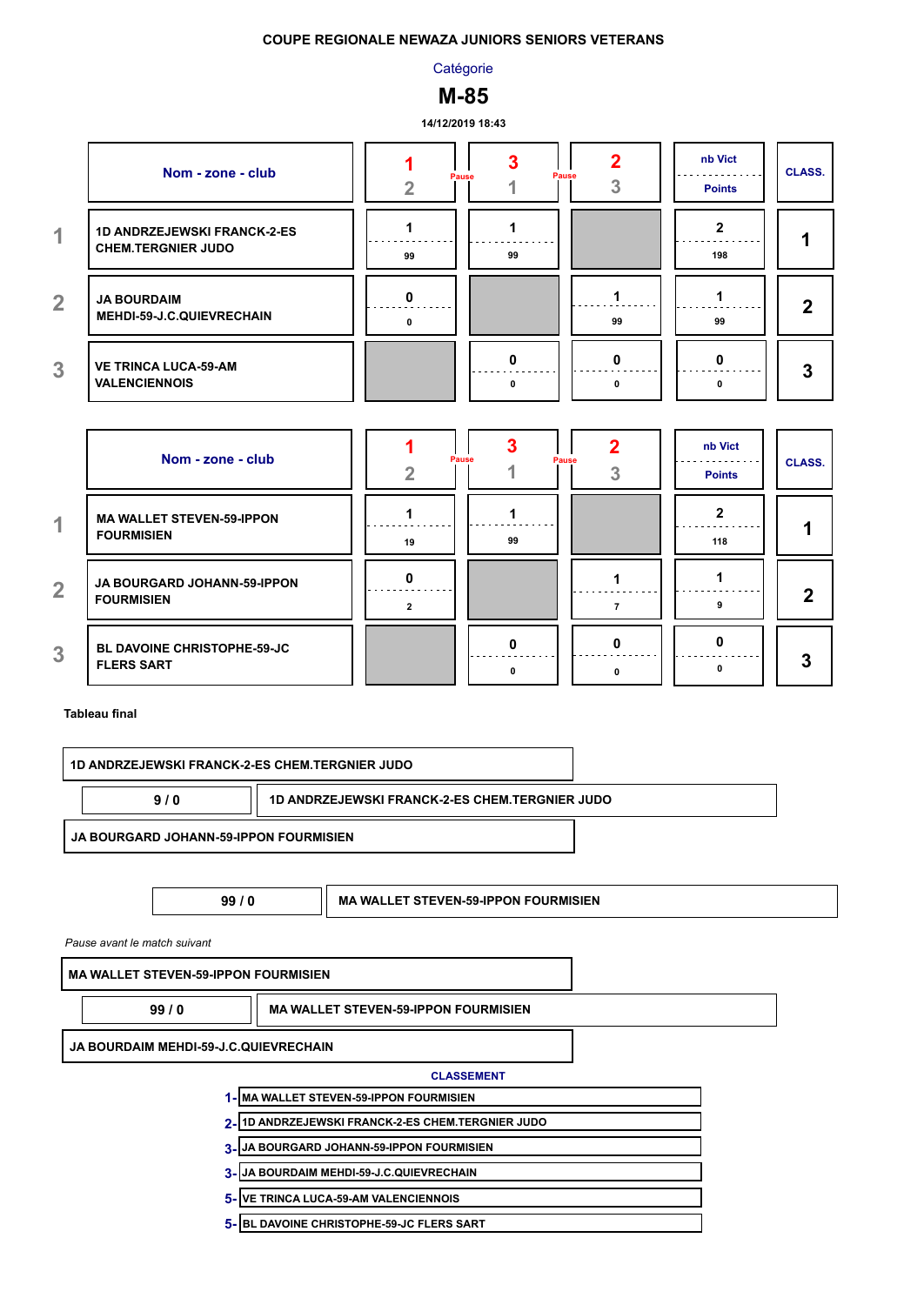**COUPE REGIONALE NEWAZA JUNIORS SENIORS VETERANS**

Catégorie

# M-85

14/12/2019 18:43

| | Nom - zone - club | 1 / 2 | Pause | 3 / 1 | Pause | 2 / 3 | nb Vict / Points | CLASS. |
|---|---|---|---|---|---|---|---|---|
| 1 | 1D ANDRZEJEWSKI FRANCK-2-ES CHEM.TERGNIER JUDO | 1 / 99 | | 1 / 99 | | | 2 / 198 | 1 |
| 2 | JA BOURDAIM MEHDI-59-J.C.QUIEVRECHAIN | 0 / 0 | | | | 1 / 99 | 1 / 99 | 2 |
| 3 | VE TRINCA LUCA-59-AM VALENCIENNOIS | | | 0 / 0 | | 0 / 0 | 0 / 0 | 3 |

| | Nom - zone - club | 1 / 2 | Pause | 3 / 1 | Pause | 2 / 3 | nb Vict / Points | CLASS. |
|---|---|---|---|---|---|---|---|---|
| 1 | MA WALLET STEVEN-59-IPPON FOURMISIEN | 1 / 19 | | 1 / 99 | | | 2 / 118 | 1 |
| 2 | JA BOURGARD JOHANN-59-IPPON FOURMISIEN | 0 / 2 | | | | 1 / 7 | 1 / 9 | 2 |
| 3 | BL DAVOINE CHRISTOPHE-59-JC FLERS SART | | | 0 / 0 | | 0 / 0 | 0 / 0 | 3 |

**Tableau final**

| Combattants | Score | Vainqueur |
|---|---|---|
| 1D ANDRZEJEWSKI FRANCK-2-ES CHEM.TERGNIER JUDO / JA BOURGARD JOHANN-59-IPPON FOURMISIEN | 9 / 0 | 1D ANDRZEJEWSKI FRANCK-2-ES CHEM.TERGNIER JUDO |
| | 99 / 0 | MA WALLET STEVEN-59-IPPON FOURMISIEN |
| MA WALLET STEVEN-59-IPPON FOURMISIEN / JA BOURDAIM MEHDI-59-J.C.QUIEVRECHAIN | 99 / 0 | MA WALLET STEVEN-59-IPPON FOURMISIEN |

*Pause avant le match suivant*

**CLASSEMENT**

1- MA WALLET STEVEN-59-IPPON FOURMISIEN
2- 1D ANDRZEJEWSKI FRANCK-2-ES CHEM.TERGNIER JUDO
3- JA BOURGARD JOHANN-59-IPPON FOURMISIEN
3- JA BOURDAIM MEHDI-59-J.C.QUIEVRECHAIN
5- VE TRINCA LUCA-59-AM VALENCIENNOIS
5- BL DAVOINE CHRISTOPHE-59-JC FLERS SART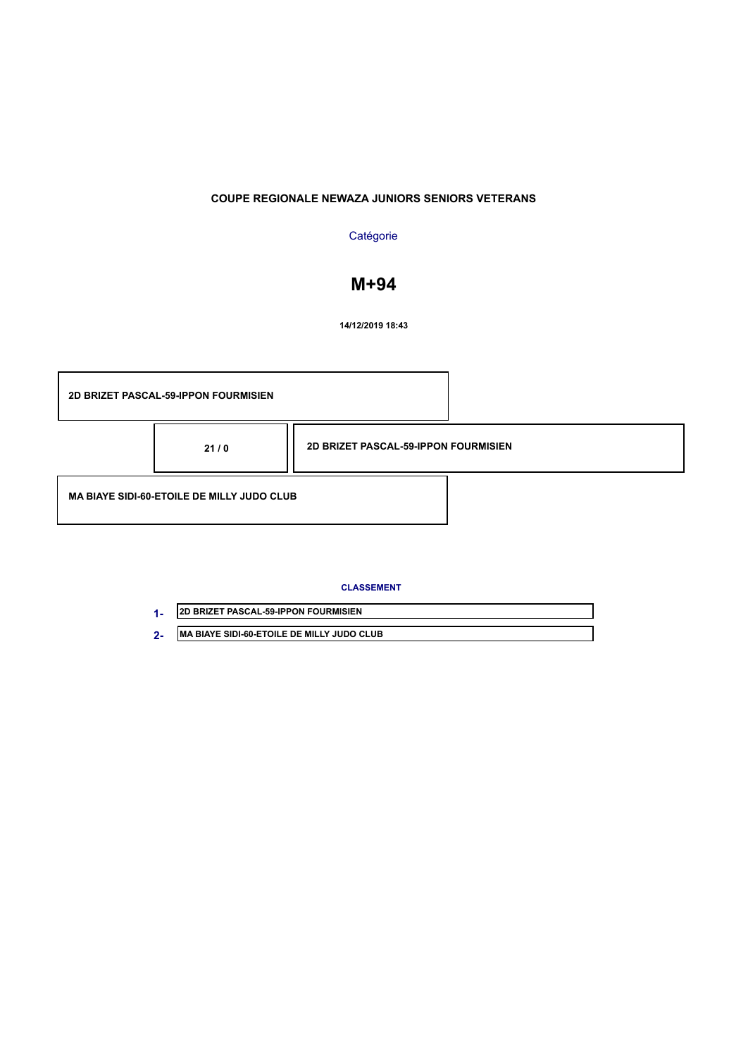**COUPE REGIONALE NEWAZA JUNIORS SENIORS VETERANS**

Catégorie

# M+94

**14/12/2019 18:43**

| | | |
|---|---|---|
| 2D BRIZET PASCAL-59-IPPON FOURMISIEN | | |
| | 21 / 0 | 2D BRIZET PASCAL-59-IPPON FOURMISIEN |
| MA BIAYE SIDI-60-ETOILE DE MILLY JUDO CLUB | | |

**CLASSEMENT**

| | |
|---|---|
| 1- | 2D BRIZET PASCAL-59-IPPON FOURMISIEN |
| 2- | MA BIAYE SIDI-60-ETOILE DE MILLY JUDO CLUB |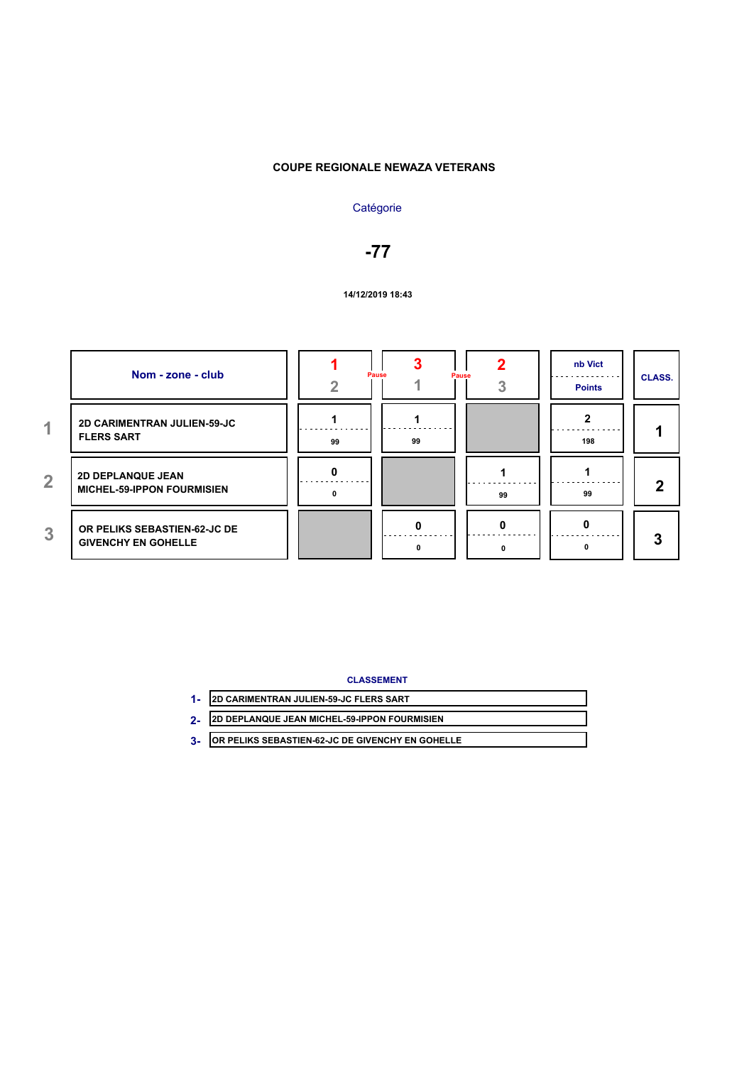# COUPE REGIONALE NEWAZA VETERANS

Catégorie

## -77

14/12/2019 18:43

| | Nom - zone - club | 1 / 2 | Pause | 3 / 1 | Pause | 2 / 3 | nb Vict / Points | CLASS. |
|---|---|---|---|---|---|---|---|---|
| 1 | 2D CARIMENTRAN JULIEN-59-JC FLERS SART | 1 / 99 | | 1 / 99 | | | 2 / 198 | 1 |
| 2 | 2D DEPLANQUE JEAN MICHEL-59-IPPON FOURMISIEN | 0 / 0 | | | | 1 / 99 | 1 / 99 | 2 |
| 3 | OR PELIKS SEBASTIEN-62-JC DE GIVENCHY EN GOHELLE | | | 0 / 0 | | 0 / 0 | 0 / 0 | 3 |

### CLASSEMENT

1- 2D CARIMENTRAN JULIEN-59-JC FLERS SART

2- 2D DEPLANQUE JEAN MICHEL-59-IPPON FOURMISIEN

3- OR PELIKS SEBASTIEN-62-JC DE GIVENCHY EN GOHELLE